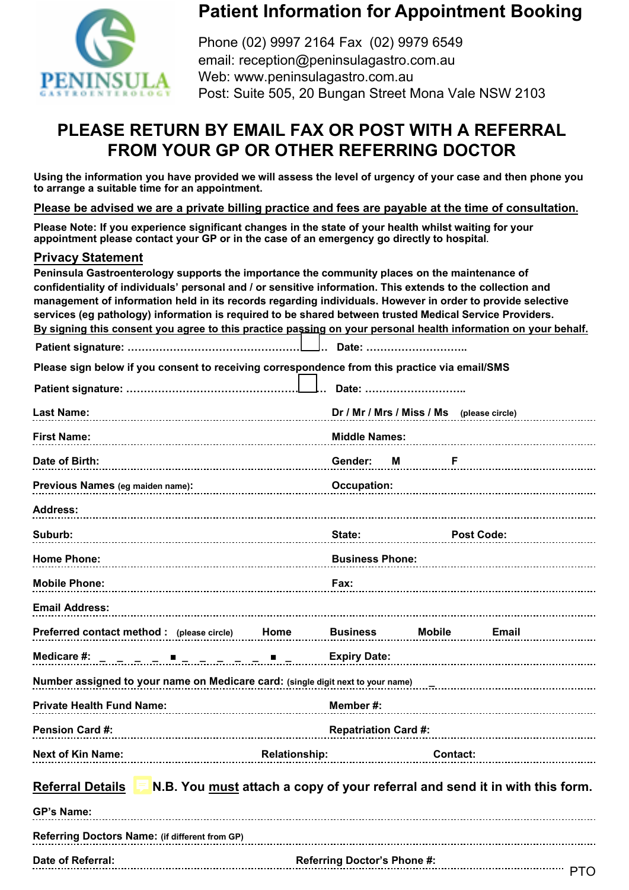# Patient Information for Appointment Booking

Phone (02) 9997 2164 Fax (02) 9979 6549
email: reception@peninsulagastro.com.au
Web: www.peninsulagastro.com.au
Post: Suite 505, 20 Bungan Street Mona Vale NSW 2103

PENINSULA GASTROENTEROLOGY

## PLEASE RETURN BY EMAIL FAX OR POST WITH A REFERRAL FROM YOUR GP OR OTHER REFERRING DOCTOR

**Using the information you have provided we will assess the level of urgency of your case and then phone you to arrange a suitable time for an appointment.**

**Please be advised we are a private billing practice and fees are payable at the time of consultation.**

**Please Note: If you experience significant changes in the state of your health whilst waiting for your appointment please contact your GP or in the case of an emergency go directly to hospital.**

### Privacy Statement

**Peninsula Gastroenterology supports the importance the community places on the maintenance of confidentiality of individuals' personal and / or sensitive information. This extends to the collection and management of information held in its records regarding individuals. However in order to provide selective services (eg pathology) information is required to be shared between trusted Medical Service Providers.**
**By signing this consent you agree to this practice passing on your personal health information on your behalf.**

**Patient signature:** ………………………………………………… ☐ **Date:** ……………………….

**Please sign below if you consent to receiving correspondence from this practice via email/SMS**

**Patient signature:** ………………………………………………… ☐ **Date:** ……………………….

**Last Name:** **Dr / Mr / Mrs / Miss / Ms** (please circle)

**First Name:** **Middle Names:**

**Date of Birth:** **Gender: M F**

**Previous Names** (eg maiden name): **Occupation:**

**Address:**

**Suburb:** **State:** **Post Code:**

**Home Phone:** **Business Phone:**

**Mobile Phone:** **Fax:**

**Email Address:**

**Preferred contact method :** (please circle) **Home Business Mobile Email**

**Medicare #:** _ _ _ _ ■ _ _ _ _ _ ■ _ **Expiry Date:**

**Number assigned to your name on Medicare card:** (single digit next to your name) _

**Private Health Fund Name:** **Member #:**

**Pension Card #:** **Repatriation Card #:**

**Next of Kin Name:** **Relationship:** **Contact:**

### Referral Details

**N.B. You must attach a copy of your referral and send it in with this form.**

**GP's Name:**

**Referring Doctors Name:** (if different from GP)

**Date of Referral:** **Referring Doctor's Phone #:**

PTO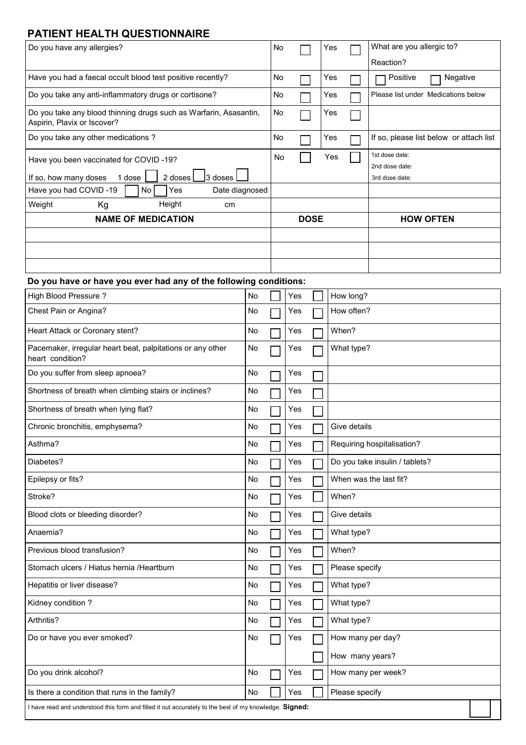## PATIENT HEALTH QUESTIONNAIRE

| | | | |
|---|---|---|---|
| Do you have any allergies? | No ☐ | Yes ☐ | What are you allergic to?<br>Reaction? |
| Have you had a faecal occult blood test positive recently? | No ☐ | Yes ☐ | ☐ Positive ☐ Negative |
| Do you take any anti-inflammatory drugs or cortisone? | No ☐ | Yes ☐ | Please list under Medications below |
| Do you take any blood thinning drugs such as Warfarin, Asasantin, Aspirin, Plavix or Iscover? | No ☐ | Yes ☐ | |
| Do you take any other medications ? | No ☐ | Yes ☐ | If so, please list below or attach list |
| Have you been vaccinated for COVID -19?<br>If so, how many doses 1 dose ☐ 2 doses ☐ 3 doses ☐ | No ☐ | Yes ☐ | 1st dose date:<br>2nd dose date:<br>3rd dose date: |
| Have you had COVID -19 ☐ No ☐ Yes Date diagnosed | | | |
| Weight Kg Height cm | | | |

| NAME OF MEDICATION | DOSE | HOW OFTEN |
|---|---|---|
| | | |
| | | |
| | | |

**Do you have or have you ever had any of the following conditions:**

| | | | |
|---|---|---|---|
| High Blood Pressure ? | No ☐ | Yes ☐ | How long? |
| Chest Pain or Angina? | No ☐ | Yes ☐ | How often? |
| Heart Attack or Coronary stent? | No ☐ | Yes ☐ | When? |
| Pacemaker, irregular heart beat, palpitations or any other heart condition? | No ☐ | Yes ☐ | What type? |
| Do you suffer from sleep apnoea? | No ☐ | Yes ☐ | |
| Shortness of breath when climbing stairs or inclines? | No ☐ | Yes ☐ | |
| Shortness of breath when lying flat? | No ☐ | Yes ☐ | |
| Chronic bronchitis, emphysema? | No ☐ | Yes ☐ | Give details |
| Asthma? | No ☐ | Yes ☐ | Requiring hospitalisation? |
| Diabetes? | No ☐ | Yes ☐ | Do you take insulin / tablets? |
| Epilepsy or fits? | No ☐ | Yes ☐ | When was the last fit? |
| Stroke? | No ☐ | Yes ☐ | When? |
| Blood clots or bleeding disorder? | No ☐ | Yes ☐ | Give details |
| Anaemia? | No ☐ | Yes ☐ | What type? |
| Previous blood transfusion? | No ☐ | Yes ☐ | When? |
| Stomach ulcers / Hiatus hernia /Heartburn | No ☐ | Yes ☐ | Please specify |
| Hepatitis or liver disease? | No ☐ | Yes ☐ | What type? |
| Kidney condition ? | No ☐ | Yes ☐ | What type? |
| Arthritis? | No ☐ | Yes ☐ | What type? |
| Do or have you ever smoked? | No ☐ | Yes ☐<br>☐ | How many per day?<br>How many years? |
| Do you drink alcohol? | No ☐ | Yes ☐ | How many per week? |
| Is there a condition that runs in the family? | No ☐ | Yes ☐ | Please specify |

I have read and understood this form and filled it out accurately to the best of my knowledge. **Signed:**